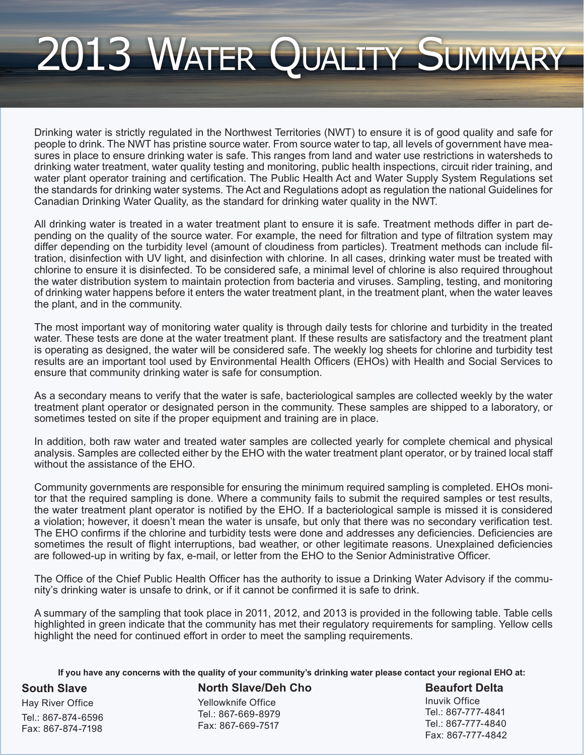# 2013 Water Quality Summary

Drinking water is strictly regulated in the Northwest Territories (NWT) to ensure it is of good quality and safe for people to drink. The NWT has pristine source water. From source water to tap, all levels of government have measures in place to ensure drinking water is safe. This ranges from land and water use restrictions in watersheds to drinking water treatment, water quality testing and monitoring, public health inspections, circuit rider training, and water plant operator training and certification. The Public Health Act and Water Supply System Regulations set the standards for drinking water systems. The Act and Regulations adopt as regulation the national Guidelines for Canadian Drinking Water Quality, as the standard for drinking water quality in the NWT.

All drinking water is treated in a water treatment plant to ensure it is safe. Treatment methods differ in part depending on the quality of the source water. For example, the need for filtration and type of filtration system may differ depending on the turbidity level (amount of cloudiness from particles). Treatment methods can include filtration, disinfection with UV light, and disinfection with chlorine. In all cases, drinking water must be treated with chlorine to ensure it is disinfected. To be considered safe, a minimal level of chlorine is also required throughout the water distribution system to maintain protection from bacteria and viruses. Sampling, testing, and monitoring of drinking water happens before it enters the water treatment plant, in the treatment plant, when the water leaves the plant, and in the community.

The most important way of monitoring water quality is through daily tests for chlorine and turbidity in the treated water. These tests are done at the water treatment plant. If these results are satisfactory and the treatment plant is operating as designed, the water will be considered safe. The weekly log sheets for chlorine and turbidity test results are an important tool used by Environmental Health Officers (EHOs) with Health and Social Services to ensure that community drinking water is safe for consumption.

As a secondary means to verify that the water is safe, bacteriological samples are collected weekly by the water treatment plant operator or designated person in the community. These samples are shipped to a laboratory, or sometimes tested on site if the proper equipment and training are in place.

In addition, both raw water and treated water samples are collected yearly for complete chemical and physical analysis. Samples are collected either by the EHO with the water treatment plant operator, or by trained local staff without the assistance of the EHO.

Community governments are responsible for ensuring the minimum required sampling is completed. EHOs monitor that the required sampling is done. Where a community fails to submit the required samples or test results, the water treatment plant operator is notified by the EHO. If a bacteriological sample is missed it is considered a violation; however, it doesn't mean the water is unsafe, but only that there was no secondary verification test. The EHO confirms if the chlorine and turbidity tests were done and addresses any deficiencies. Deficiencies are sometimes the result of flight interruptions, bad weather, or other legitimate reasons. Unexplained deficiencies are followed-up in writing by fax, e-mail, or letter from the EHO to the Senior Administrative Officer.

The Office of the Chief Public Health Officer has the authority to issue a Drinking Water Advisory if the community's drinking water is unsafe to drink, or if it cannot be confirmed it is safe to drink.

A summary of the sampling that took place in 2011, 2012, and 2013 is provided in the following table. Table cells highlighted in green indicate that the community has met their regulatory requirements for sampling. Yellow cells highlight the need for continued effort in order to meet the sampling requirements.

**If you have any concerns with the quality of your community's drinking water please contact your regional EHO at:**

**South Slave**
Hay River Office
Tel.: 867-874-6596
Fax: 867-874-7198

**North Slave/Deh Cho**
Yellowknife Office
Tel.: 867-669-8979
Fax: 867-669-7517

**Beaufort Delta**
Inuvik Office
Tel.: 867-777-4841
Tel.: 867-777-4840
Fax: 867-777-4842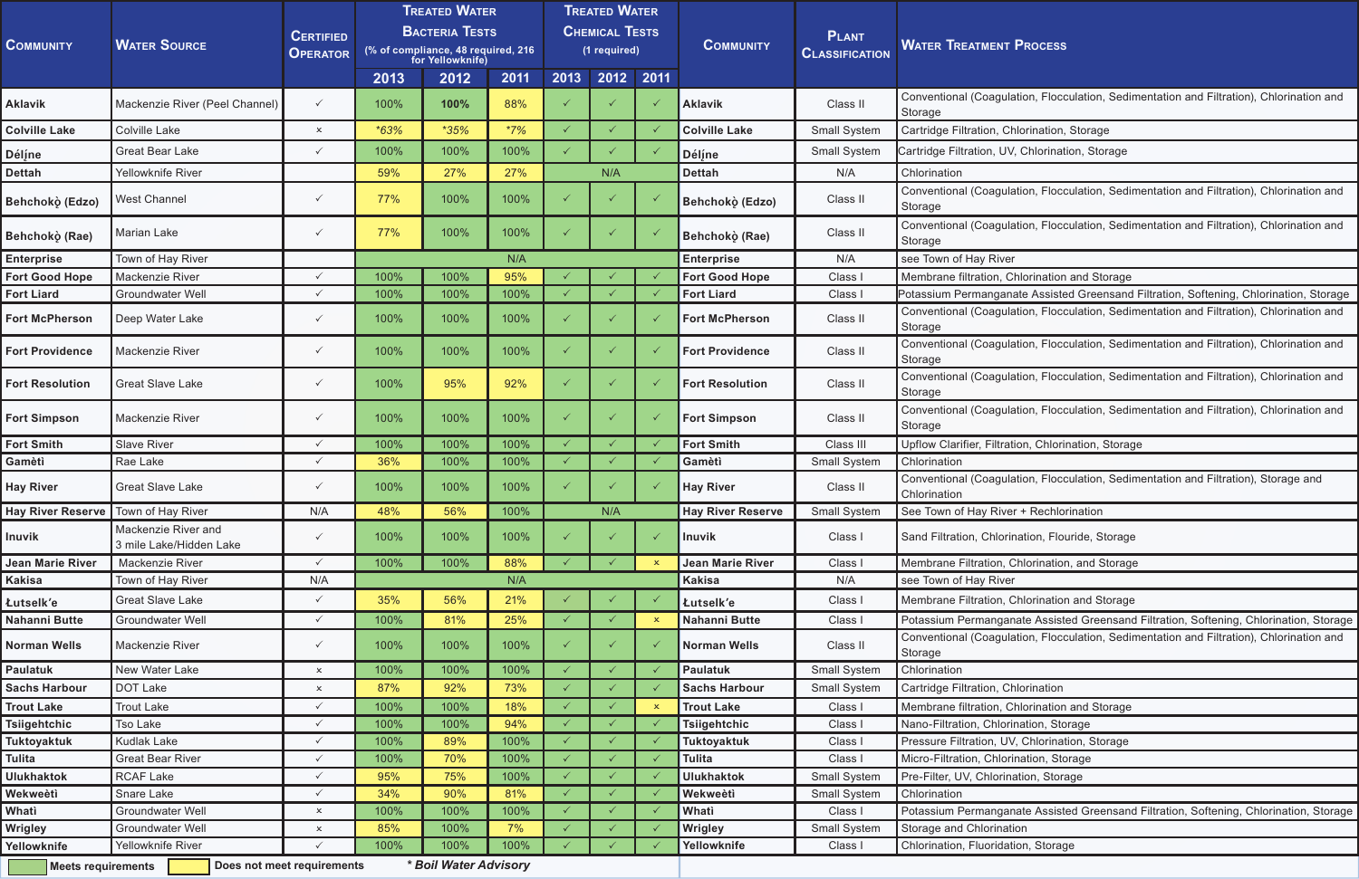| Community | Water Source | Certified Operator | Treated Water Bacteria Tests (% of compliance, 48 required, 216 for Yellowknife) | | | Treated Water Chemical Tests (1 required) | | | Community | Plant Classification | Water Treatment Process |
|---|---|---|---|---|---|---|---|---|---|---|---|
| | | | 2013 | 2012 | 2011 | 2013 | 2012 | 2011 | | | |
| Aklavik | Mackenzie River (Peel Channel) | ✓ | 100% | 100% | 88% | ✓ | ✓ | ✓ | Aklavik | Class II | Conventional (Coagulation, Flocculation, Sedimentation and Filtration), Chlorination and Storage |
| Colville Lake | Colville Lake | × | *63% | *35% | *7% | ✓ | ✓ | ✓ | Colville Lake | Small System | Cartridge Filtration, Chlorination, Storage |
| Délı̨ne | Great Bear Lake | ✓ | 100% | 100% | 100% | ✓ | ✓ | ✓ | Délı̨ne | Small System | Cartridge Filtration, UV, Chlorination, Storage |
| Dettah | Yellowknife River | | 59% | 27% | 27% | N/A | | | Dettah | N/A | Chlorination |
| Behchokǫ̀ (Edzo) | West Channel | ✓ | 77% | 100% | 100% | ✓ | ✓ | ✓ | Behchokǫ̀ (Edzo) | Class II | Conventional (Coagulation, Flocculation, Sedimentation and Filtration), Chlorination and Storage |
| Behchokǫ̀ (Rae) | Marian Lake | ✓ | 77% | 100% | 100% | ✓ | ✓ | ✓ | Behchokǫ̀ (Rae) | Class II | Conventional (Coagulation, Flocculation, Sedimentation and Filtration), Chlorination and Storage |
| Enterprise | Town of Hay River | | N/A | | | | | | Enterprise | N/A | see Town of Hay River |
| Fort Good Hope | Mackenzie River | ✓ | 100% | 100% | 95% | ✓ | ✓ | ✓ | Fort Good Hope | Class I | Membrane filtration, Chlorination and Storage |
| Fort Liard | Groundwater Well | ✓ | 100% | 100% | 100% | ✓ | ✓ | ✓ | Fort Liard | Class I | Potassium Permanganate Assisted Greensand Filtration, Softening, Chlorination, Storage |
| Fort McPherson | Deep Water Lake | ✓ | 100% | 100% | 100% | ✓ | ✓ | ✓ | Fort McPherson | Class II | Conventional (Coagulation, Flocculation, Sedimentation and Filtration), Chlorination and Storage |
| Fort Providence | Mackenzie River | ✓ | 100% | 100% | 100% | ✓ | ✓ | ✓ | Fort Providence | Class II | Conventional (Coagulation, Flocculation, Sedimentation and Filtration), Chlorination and Storage |
| Fort Resolution | Great Slave Lake | ✓ | 100% | 95% | 92% | ✓ | ✓ | ✓ | Fort Resolution | Class II | Conventional (Coagulation, Flocculation, Sedimentation and Filtration), Chlorination and Storage |
| Fort Simpson | Mackenzie River | ✓ | 100% | 100% | 100% | ✓ | ✓ | ✓ | Fort Simpson | Class II | Conventional (Coagulation, Flocculation, Sedimentation and Filtration), Chlorination and Storage |
| Fort Smith | Slave River | ✓ | 100% | 100% | 100% | ✓ | ✓ | ✓ | Fort Smith | Class III | Upflow Clarifier, Filtration, Chlorination, Storage |
| Gamètì | Rae Lake | ✓ | 36% | 100% | 100% | ✓ | ✓ | ✓ | Gamètì | Small System | Chlorination |
| Hay River | Great Slave Lake | ✓ | 100% | 100% | 100% | ✓ | ✓ | ✓ | Hay River | Class II | Conventional (Coagulation, Flocculation, Sedimentation and Filtration), Storage and Chlorination |
| Hay River Reserve | Town of Hay River | N/A | 48% | 56% | 100% | N/A | | | Hay River Reserve | Small System | See Town of Hay River + Rechlorination |
| Inuvik | Mackenzie River and 3 mile Lake/Hidden Lake | ✓ | 100% | 100% | 100% | ✓ | ✓ | ✓ | Inuvik | Class I | Sand Filtration, Chlorination, Flouride, Storage |
| Jean Marie River | Mackenzie River | ✓ | 100% | 100% | 88% | ✓ | ✓ | × | Jean Marie River | Class I | Membrane Filtration, Chlorination, and Storage |
| Kakisa | Town of Hay River | N/A | N/A | | | | | | Kakisa | N/A | see Town of Hay River |
| Łutselk'e | Great Slave Lake | ✓ | 35% | 56% | 21% | ✓ | ✓ | ✓ | Łutselk'e | Class I | Membrane Filtration, Chlorination and Storage |
| Nahanni Butte | Groundwater Well | ✓ | 100% | 81% | 25% | ✓ | ✓ | × | Nahanni Butte | Class I | Potassium Permanganate Assisted Greensand Filtration, Softening, Chlorination, Storage |
| Norman Wells | Mackenzie River | ✓ | 100% | 100% | 100% | ✓ | ✓ | ✓ | Norman Wells | Class II | Conventional (Coagulation, Flocculation, Sedimentation and Filtration), Chlorination and Storage |
| Paulatuk | New Water Lake | × | 100% | 100% | 100% | ✓ | ✓ | ✓ | Paulatuk | Small System | Chlorination |
| Sachs Harbour | DOT Lake | × | 87% | 92% | 73% | ✓ | ✓ | ✓ | Sachs Harbour | Small System | Cartridge Filtration, Chlorination |
| Trout Lake | Trout Lake | ✓ | 100% | 100% | 18% | ✓ | ✓ | × | Trout Lake | Class I | Membrane filtration, Chlorination and Storage |
| Tsiigehtchic | Tso Lake | ✓ | 100% | 100% | 94% | ✓ | ✓ | ✓ | Tsiigehtchic | Class I | Nano-Filtration, Chlorination, Storage |
| Tuktoyaktuk | Kudlak Lake | ✓ | 100% | 89% | 100% | ✓ | ✓ | ✓ | Tuktoyaktuk | Class I | Pressure Filtration, UV, Chlorination, Storage |
| Tulita | Great Bear River | ✓ | 100% | 70% | 100% | ✓ | ✓ | ✓ | Tulita | Class I | Micro-Filtration, Chlorination, Storage |
| Ulukhaktok | RCAF Lake | ✓ | 95% | 75% | 100% | ✓ | ✓ | ✓ | Ulukhaktok | Small System | Pre-Filter, UV, Chlorination, Storage |
| Wekweètì | Snare Lake | ✓ | 34% | 90% | 81% | ✓ | ✓ | ✓ | Wekweètì | Small System | Chlorination |
| Whatì | Groundwater Well | × | 100% | 100% | 100% | ✓ | ✓ | ✓ | Whatì | Class I | Potassium Permanganate Assisted Greensand Filtration, Softening, Chlorination, Storage |
| Wrigley | Groundwater Well | × | 85% | 100% | 7% | ✓ | ✓ | ✓ | Wrigley | Small System | Storage and Chlorination |
| Yellowknife | Yellowknife River | ✓ | 100% | 100% | 100% | ✓ | ✓ | ✓ | Yellowknife | Class I | Chlorination, Fluoridation, Storage |

Meets requirements (green) | Does not meet requirements (yellow) | * *Boil Water Advisory*